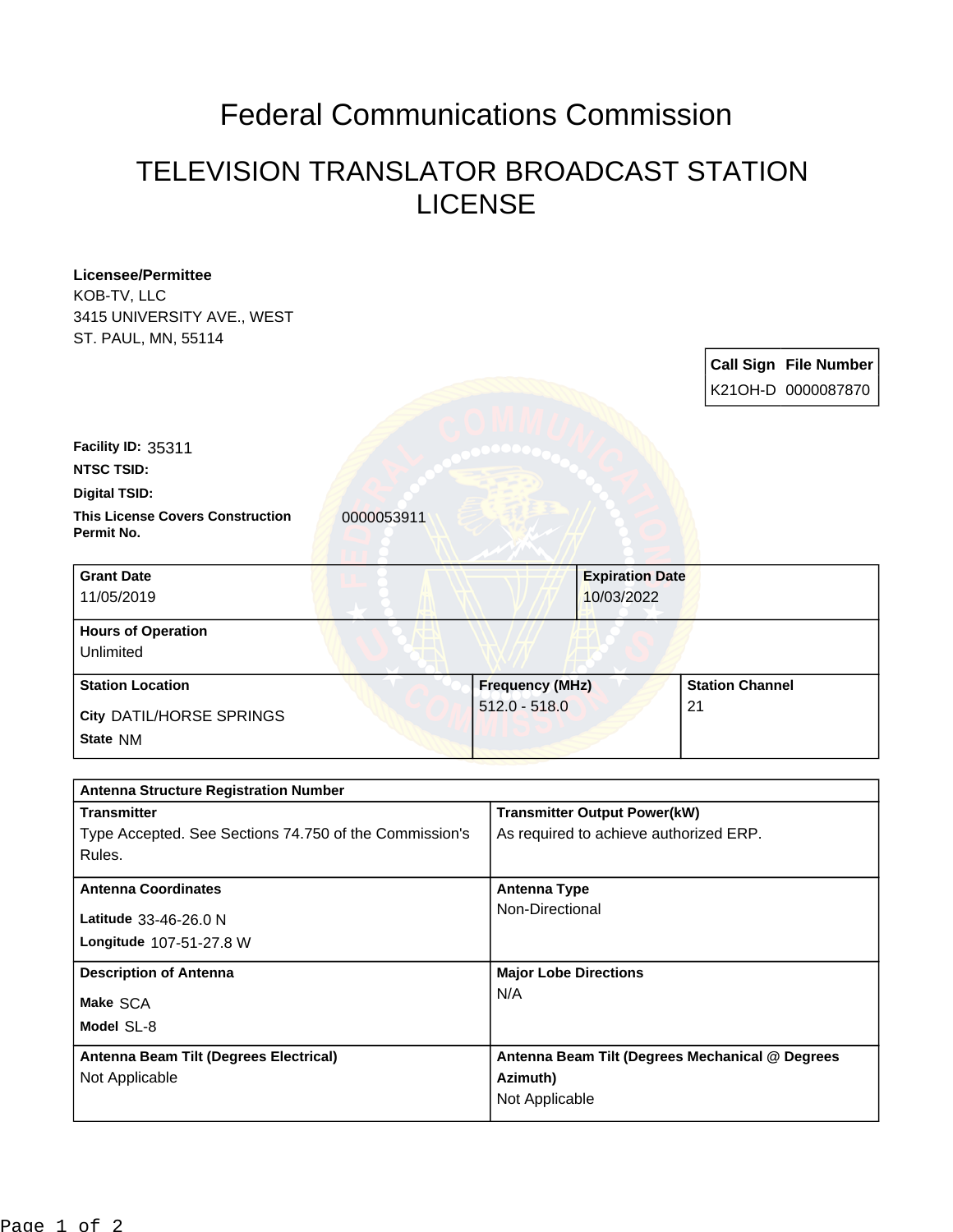# Federal Communications Commission

## TELEVISION TRANSLATOR BROADCAST STATION LICENSE

**Licensee/Permittee**
KOB-TV, LLC
3415 UNIVERSITY AVE., WEST
ST. PAUL, MN, 55114

| Call Sign | File Number |
| --- | --- |
| K21OH-D | 0000087870 |

**Facility ID:** 35311

**NTSC TSID:**

**Digital TSID:**

**This License Covers Construction Permit No.** 0000053911

| Grant Date | Expiration Date |
| --- | --- |
| 11/05/2019 | 10/03/2022 |

| Hours of Operation |
| --- |
| Unlimited |

| Station Location | Frequency (MHz) | Station Channel |
| --- | --- | --- |
| City DATIL/HORSE SPRINGS<br>State NM | 512.0 - 518.0 | 21 |

| Antenna Structure Registration Number | |
| --- | --- |
| **Transmitter**<br>Type Accepted. See Sections 74.750 of the Commission's Rules. | **Transmitter Output Power(kW)**<br>As required to achieve authorized ERP. |
| **Antenna Coordinates**<br>Latitude 33-46-26.0 N<br>Longitude 107-51-27.8 W | **Antenna Type**<br>Non-Directional |
| **Description of Antenna**<br>Make SCA<br>Model SL-8 | **Major Lobe Directions**<br>N/A |
| **Antenna Beam Tilt (Degrees Electrical)**<br>Not Applicable | **Antenna Beam Tilt (Degrees Mechanical @ Degrees Azimuth)**<br>Not Applicable |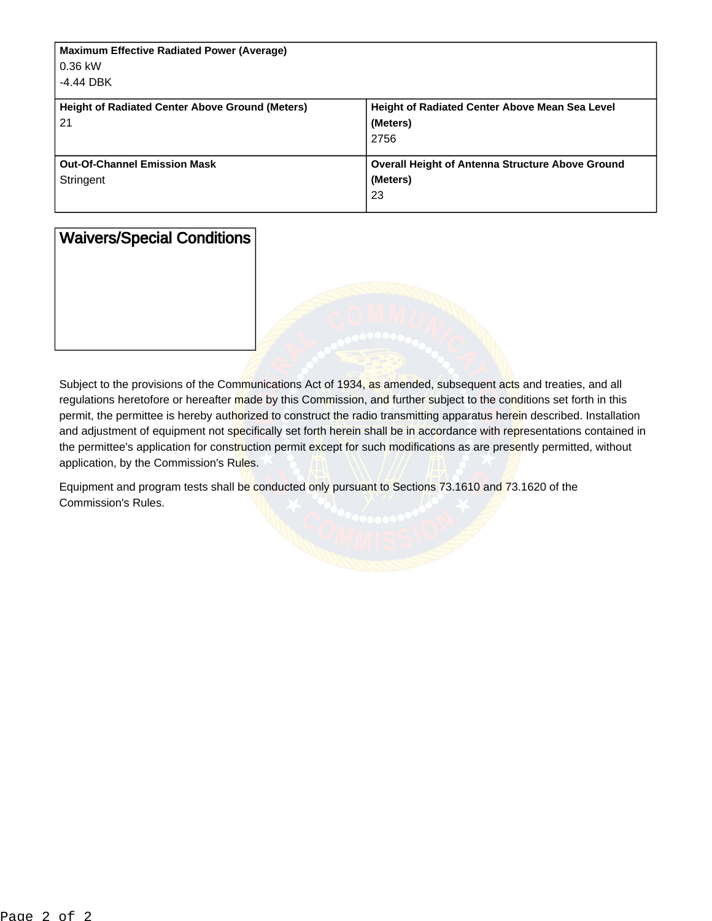| | |
|---|---|
| **Maximum Effective Radiated Power (Average)**<br>0.36 kW<br>-4.44 DBK | |
| **Height of Radiated Center Above Ground (Meters)**<br>21 | **Height of Radiated Center Above Mean Sea Level (Meters)**<br>2756 |
| **Out-Of-Channel Emission Mask**<br>Stringent | **Overall Height of Antenna Structure Above Ground (Meters)**<br>23 |

## Waivers/Special Conditions

Subject to the provisions of the Communications Act of 1934, as amended, subsequent acts and treaties, and all regulations heretofore or hereafter made by this Commission, and further subject to the conditions set forth in this permit, the permittee is hereby authorized to construct the radio transmitting apparatus herein described. Installation and adjustment of equipment not specifically set forth herein shall be in accordance with representations contained in the permittee's application for construction permit except for such modifications as are presently permitted, without application, by the Commission's Rules.

Equipment and program tests shall be conducted only pursuant to Sections 73.1610 and 73.1620 of the Commission's Rules.